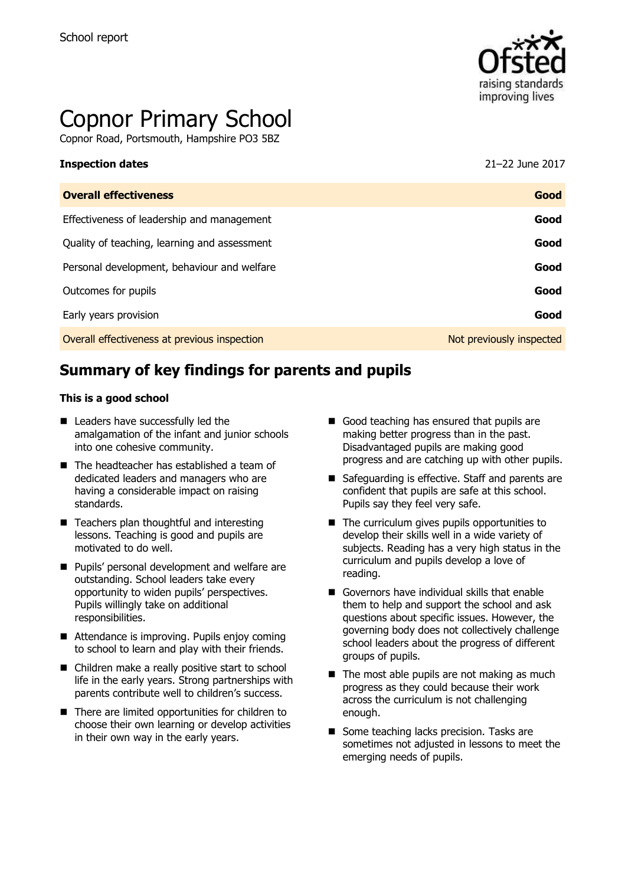School report

# Copnor Primary School

Copnor Road, Portsmouth, Hampshire PO3 5BZ

**Inspection dates** 21–22 June 2017

| **Overall effectiveness** | **Good** |
| --- | --- |
| Effectiveness of leadership and management | **Good** |
| Quality of teaching, learning and assessment | **Good** |
| Personal development, behaviour and welfare | **Good** |
| Outcomes for pupils | **Good** |
| Early years provision | **Good** |
| Overall effectiveness at previous inspection | Not previously inspected |

## Summary of key findings for parents and pupils

**This is a good school**

- Leaders have successfully led the amalgamation of the infant and junior schools into one cohesive community.
- The headteacher has established a team of dedicated leaders and managers who are having a considerable impact on raising standards.
- Teachers plan thoughtful and interesting lessons. Teaching is good and pupils are motivated to do well.
- Pupils' personal development and welfare are outstanding. School leaders take every opportunity to widen pupils' perspectives. Pupils willingly take on additional responsibilities.
- Attendance is improving. Pupils enjoy coming to school to learn and play with their friends.
- Children make a really positive start to school life in the early years. Strong partnerships with parents contribute well to children's success.
- There are limited opportunities for children to choose their own learning or develop activities in their own way in the early years.
- Good teaching has ensured that pupils are making better progress than in the past. Disadvantaged pupils are making good progress and are catching up with other pupils.
- Safeguarding is effective. Staff and parents are confident that pupils are safe at this school. Pupils say they feel very safe.
- The curriculum gives pupils opportunities to develop their skills well in a wide variety of subjects. Reading has a very high status in the curriculum and pupils develop a love of reading.
- Governors have individual skills that enable them to help and support the school and ask questions about specific issues. However, the governing body does not collectively challenge school leaders about the progress of different groups of pupils.
- The most able pupils are not making as much progress as they could because their work across the curriculum is not challenging enough.
- Some teaching lacks precision. Tasks are sometimes not adjusted in lessons to meet the emerging needs of pupils.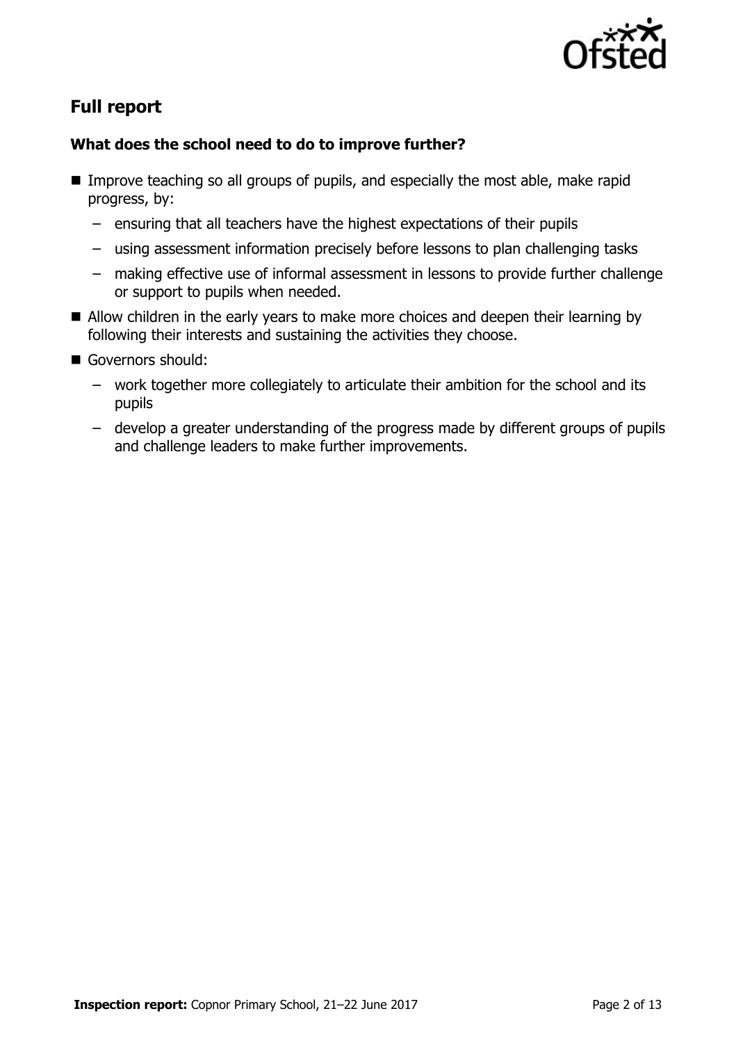## Full report

### What does the school need to do to improve further?

- Improve teaching so all groups of pupils, and especially the most able, make rapid progress, by:
  - ensuring that all teachers have the highest expectations of their pupils
  - using assessment information precisely before lessons to plan challenging tasks
  - making effective use of informal assessment in lessons to provide further challenge or support to pupils when needed.
- Allow children in the early years to make more choices and deepen their learning by following their interests and sustaining the activities they choose.
- Governors should:
  - work together more collegiately to articulate their ambition for the school and its pupils
  - develop a greater understanding of the progress made by different groups of pupils and challenge leaders to make further improvements.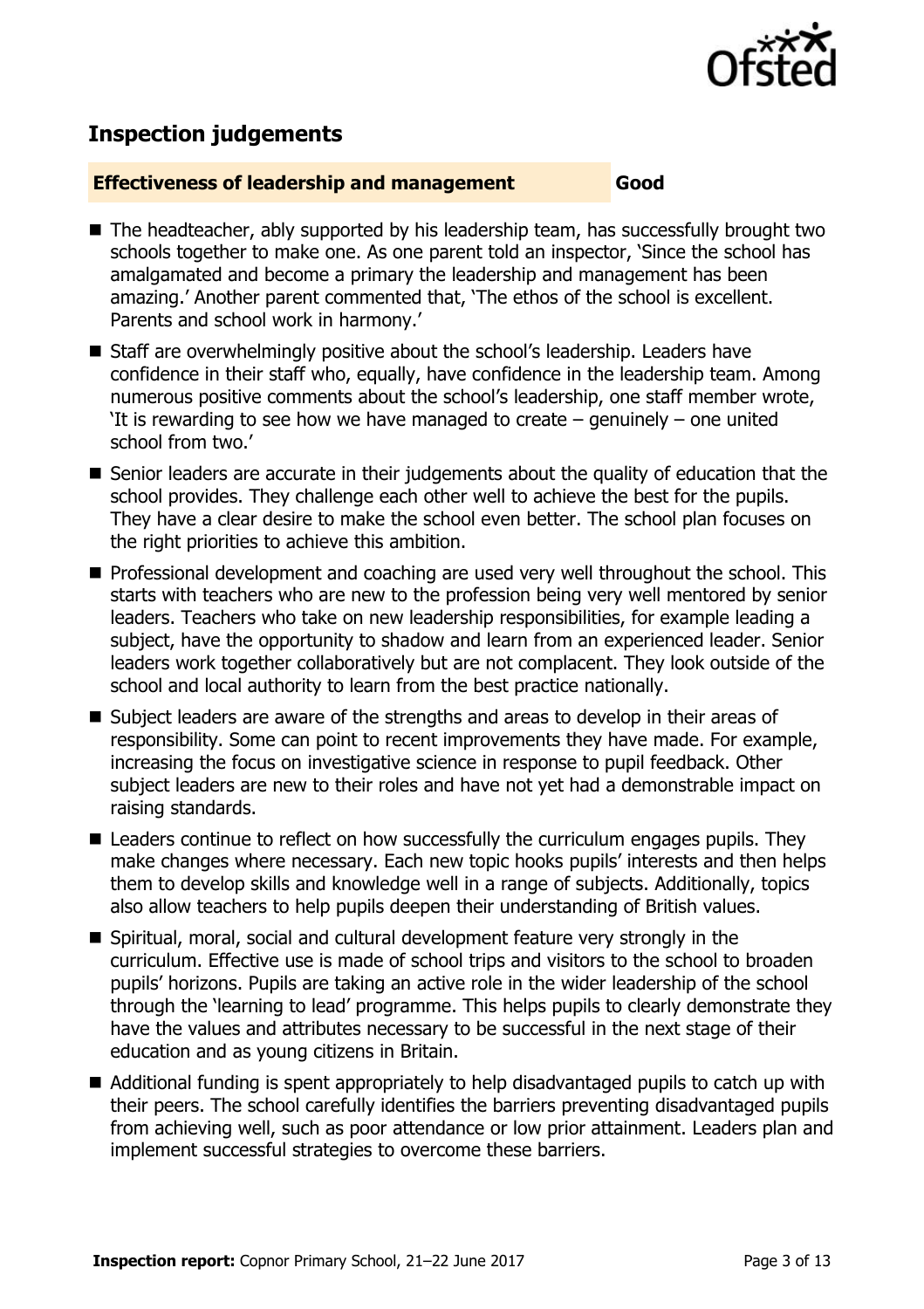## Inspection judgements

| Effectiveness of leadership and management | Good |
| --- | --- |

- The headteacher, ably supported by his leadership team, has successfully brought two schools together to make one. As one parent told an inspector, 'Since the school has amalgamated and become a primary the leadership and management has been amazing.' Another parent commented that, 'The ethos of the school is excellent. Parents and school work in harmony.'
- Staff are overwhelmingly positive about the school's leadership. Leaders have confidence in their staff who, equally, have confidence in the leadership team. Among numerous positive comments about the school's leadership, one staff member wrote, 'It is rewarding to see how we have managed to create – genuinely – one united school from two.'
- Senior leaders are accurate in their judgements about the quality of education that the school provides. They challenge each other well to achieve the best for the pupils. They have a clear desire to make the school even better. The school plan focuses on the right priorities to achieve this ambition.
- Professional development and coaching are used very well throughout the school. This starts with teachers who are new to the profession being very well mentored by senior leaders. Teachers who take on new leadership responsibilities, for example leading a subject, have the opportunity to shadow and learn from an experienced leader. Senior leaders work together collaboratively but are not complacent. They look outside of the school and local authority to learn from the best practice nationally.
- Subject leaders are aware of the strengths and areas to develop in their areas of responsibility. Some can point to recent improvements they have made. For example, increasing the focus on investigative science in response to pupil feedback. Other subject leaders are new to their roles and have not yet had a demonstrable impact on raising standards.
- Leaders continue to reflect on how successfully the curriculum engages pupils. They make changes where necessary. Each new topic hooks pupils' interests and then helps them to develop skills and knowledge well in a range of subjects. Additionally, topics also allow teachers to help pupils deepen their understanding of British values.
- Spiritual, moral, social and cultural development feature very strongly in the curriculum. Effective use is made of school trips and visitors to the school to broaden pupils' horizons. Pupils are taking an active role in the wider leadership of the school through the 'learning to lead' programme. This helps pupils to clearly demonstrate they have the values and attributes necessary to be successful in the next stage of their education and as young citizens in Britain.
- Additional funding is spent appropriately to help disadvantaged pupils to catch up with their peers. The school carefully identifies the barriers preventing disadvantaged pupils from achieving well, such as poor attendance or low prior attainment. Leaders plan and implement successful strategies to overcome these barriers.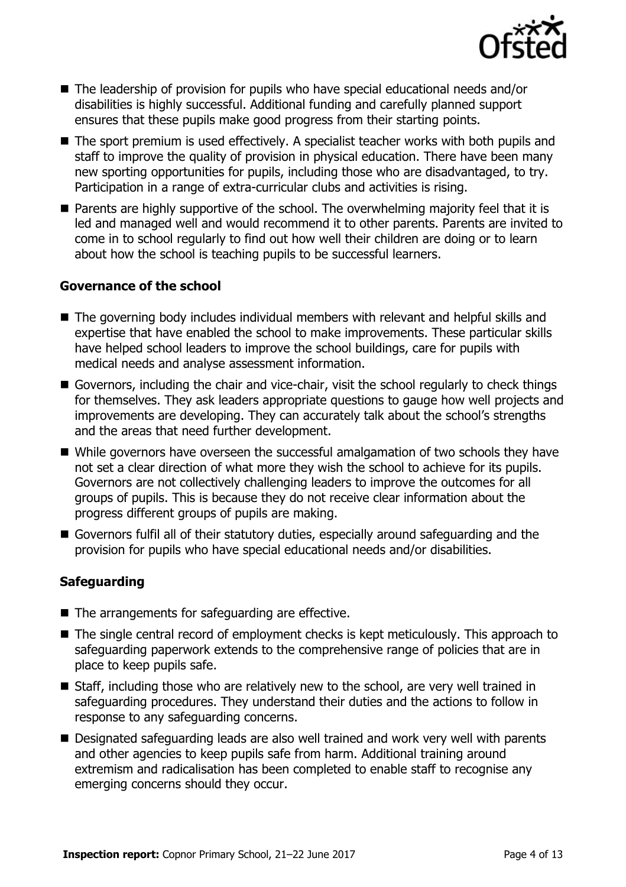- The leadership of provision for pupils who have special educational needs and/or disabilities is highly successful. Additional funding and carefully planned support ensures that these pupils make good progress from their starting points.
- The sport premium is used effectively. A specialist teacher works with both pupils and staff to improve the quality of provision in physical education. There have been many new sporting opportunities for pupils, including those who are disadvantaged, to try. Participation in a range of extra-curricular clubs and activities is rising.
- Parents are highly supportive of the school. The overwhelming majority feel that it is led and managed well and would recommend it to other parents. Parents are invited to come in to school regularly to find out how well their children are doing or to learn about how the school is teaching pupils to be successful learners.

### Governance of the school

- The governing body includes individual members with relevant and helpful skills and expertise that have enabled the school to make improvements. These particular skills have helped school leaders to improve the school buildings, care for pupils with medical needs and analyse assessment information.
- Governors, including the chair and vice-chair, visit the school regularly to check things for themselves. They ask leaders appropriate questions to gauge how well projects and improvements are developing. They can accurately talk about the school's strengths and the areas that need further development.
- While governors have overseen the successful amalgamation of two schools they have not set a clear direction of what more they wish the school to achieve for its pupils. Governors are not collectively challenging leaders to improve the outcomes for all groups of pupils. This is because they do not receive clear information about the progress different groups of pupils are making.
- Governors fulfil all of their statutory duties, especially around safeguarding and the provision for pupils who have special educational needs and/or disabilities.

### Safeguarding

- The arrangements for safeguarding are effective.
- The single central record of employment checks is kept meticulously. This approach to safeguarding paperwork extends to the comprehensive range of policies that are in place to keep pupils safe.
- Staff, including those who are relatively new to the school, are very well trained in safeguarding procedures. They understand their duties and the actions to follow in response to any safeguarding concerns.
- Designated safeguarding leads are also well trained and work very well with parents and other agencies to keep pupils safe from harm. Additional training around extremism and radicalisation has been completed to enable staff to recognise any emerging concerns should they occur.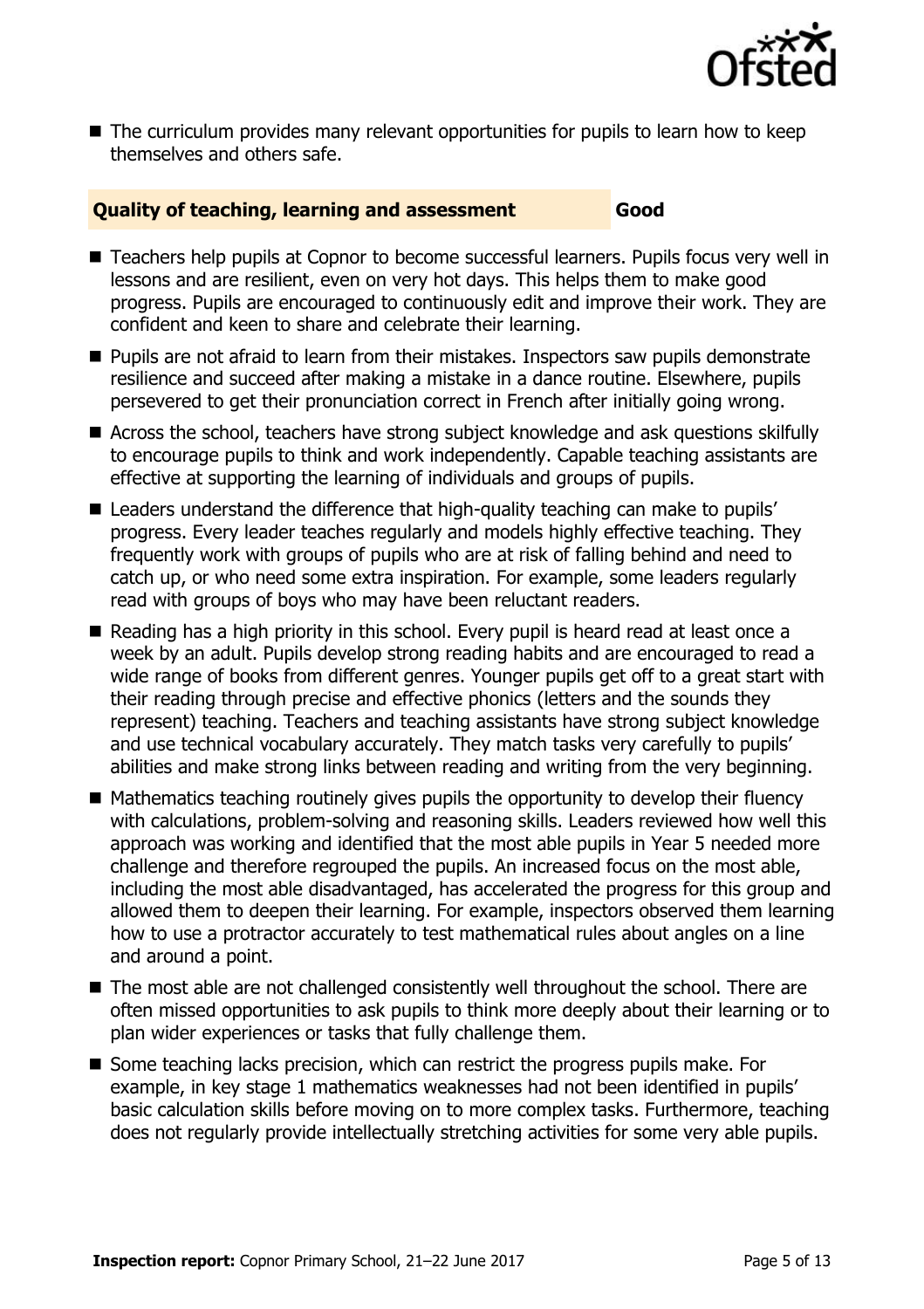- The curriculum provides many relevant opportunities for pupils to learn how to keep themselves and others safe.

### Quality of teaching, learning and assessment — Good

- Teachers help pupils at Copnor to become successful learners. Pupils focus very well in lessons and are resilient, even on very hot days. This helps them to make good progress. Pupils are encouraged to continuously edit and improve their work. They are confident and keen to share and celebrate their learning.
- Pupils are not afraid to learn from their mistakes. Inspectors saw pupils demonstrate resilience and succeed after making a mistake in a dance routine. Elsewhere, pupils persevered to get their pronunciation correct in French after initially going wrong.
- Across the school, teachers have strong subject knowledge and ask questions skilfully to encourage pupils to think and work independently. Capable teaching assistants are effective at supporting the learning of individuals and groups of pupils.
- Leaders understand the difference that high-quality teaching can make to pupils' progress. Every leader teaches regularly and models highly effective teaching. They frequently work with groups of pupils who are at risk of falling behind and need to catch up, or who need some extra inspiration. For example, some leaders regularly read with groups of boys who may have been reluctant readers.
- Reading has a high priority in this school. Every pupil is heard read at least once a week by an adult. Pupils develop strong reading habits and are encouraged to read a wide range of books from different genres. Younger pupils get off to a great start with their reading through precise and effective phonics (letters and the sounds they represent) teaching. Teachers and teaching assistants have strong subject knowledge and use technical vocabulary accurately. They match tasks very carefully to pupils' abilities and make strong links between reading and writing from the very beginning.
- Mathematics teaching routinely gives pupils the opportunity to develop their fluency with calculations, problem-solving and reasoning skills. Leaders reviewed how well this approach was working and identified that the most able pupils in Year 5 needed more challenge and therefore regrouped the pupils. An increased focus on the most able, including the most able disadvantaged, has accelerated the progress for this group and allowed them to deepen their learning. For example, inspectors observed them learning how to use a protractor accurately to test mathematical rules about angles on a line and around a point.
- The most able are not challenged consistently well throughout the school. There are often missed opportunities to ask pupils to think more deeply about their learning or to plan wider experiences or tasks that fully challenge them.
- Some teaching lacks precision, which can restrict the progress pupils make. For example, in key stage 1 mathematics weaknesses had not been identified in pupils' basic calculation skills before moving on to more complex tasks. Furthermore, teaching does not regularly provide intellectually stretching activities for some very able pupils.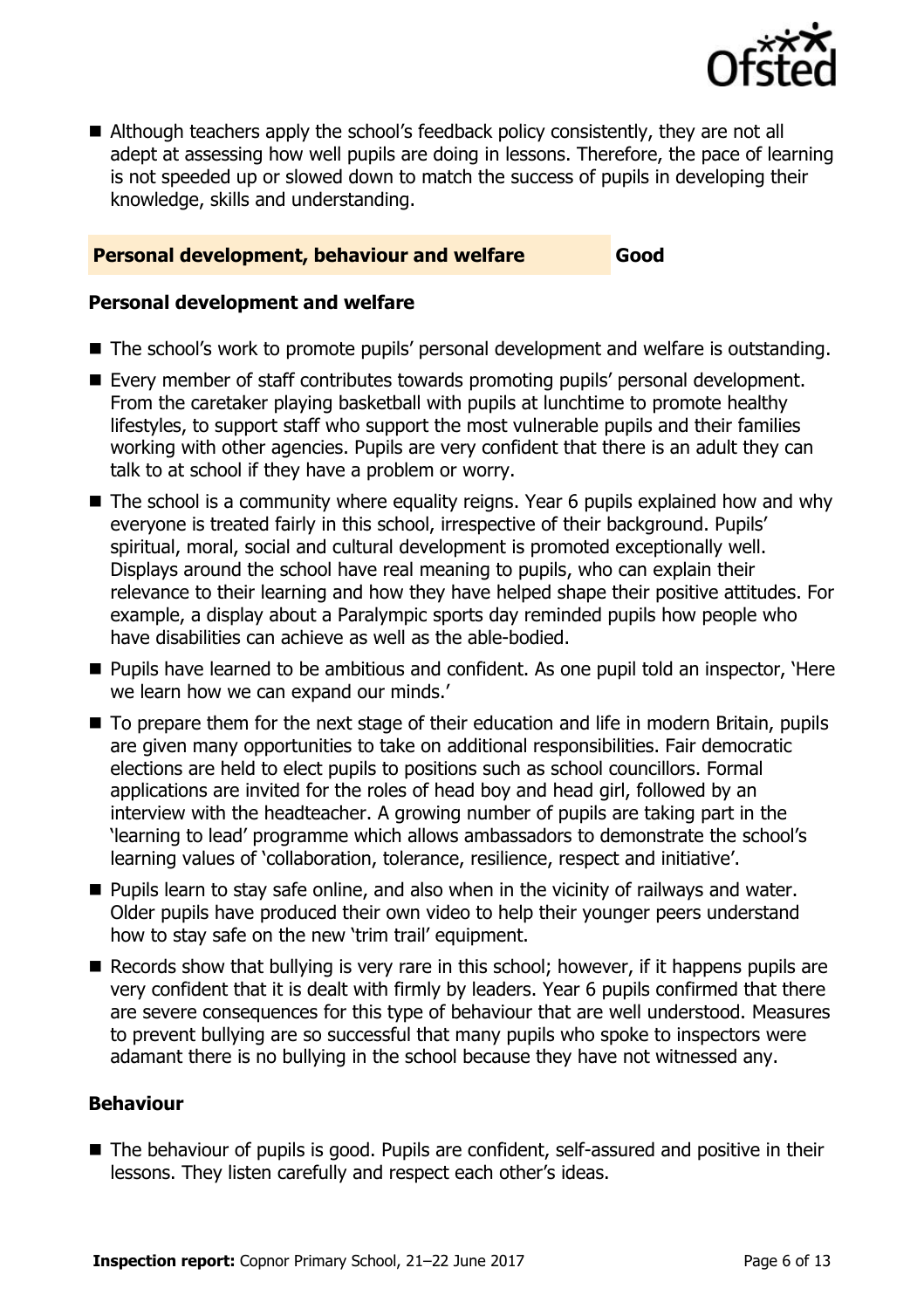- Although teachers apply the school's feedback policy consistently, they are not all adept at assessing how well pupils are doing in lessons. Therefore, the pace of learning is not speeded up or slowed down to match the success of pupils in developing their knowledge, skills and understanding.

## Personal development, behaviour and welfare — Good

### Personal development and welfare

- The school's work to promote pupils' personal development and welfare is outstanding.
- Every member of staff contributes towards promoting pupils' personal development. From the caretaker playing basketball with pupils at lunchtime to promote healthy lifestyles, to support staff who support the most vulnerable pupils and their families working with other agencies. Pupils are very confident that there is an adult they can talk to at school if they have a problem or worry.
- The school is a community where equality reigns. Year 6 pupils explained how and why everyone is treated fairly in this school, irrespective of their background. Pupils' spiritual, moral, social and cultural development is promoted exceptionally well. Displays around the school have real meaning to pupils, who can explain their relevance to their learning and how they have helped shape their positive attitudes. For example, a display about a Paralympic sports day reminded pupils how people who have disabilities can achieve as well as the able-bodied.
- Pupils have learned to be ambitious and confident. As one pupil told an inspector, 'Here we learn how we can expand our minds.'
- To prepare them for the next stage of their education and life in modern Britain, pupils are given many opportunities to take on additional responsibilities. Fair democratic elections are held to elect pupils to positions such as school councillors. Formal applications are invited for the roles of head boy and head girl, followed by an interview with the headteacher. A growing number of pupils are taking part in the 'learning to lead' programme which allows ambassadors to demonstrate the school's learning values of 'collaboration, tolerance, resilience, respect and initiative'.
- Pupils learn to stay safe online, and also when in the vicinity of railways and water. Older pupils have produced their own video to help their younger peers understand how to stay safe on the new 'trim trail' equipment.
- Records show that bullying is very rare in this school; however, if it happens pupils are very confident that it is dealt with firmly by leaders. Year 6 pupils confirmed that there are severe consequences for this type of behaviour that are well understood. Measures to prevent bullying are so successful that many pupils who spoke to inspectors were adamant there is no bullying in the school because they have not witnessed any.

### Behaviour

- The behaviour of pupils is good. Pupils are confident, self-assured and positive in their lessons. They listen carefully and respect each other's ideas.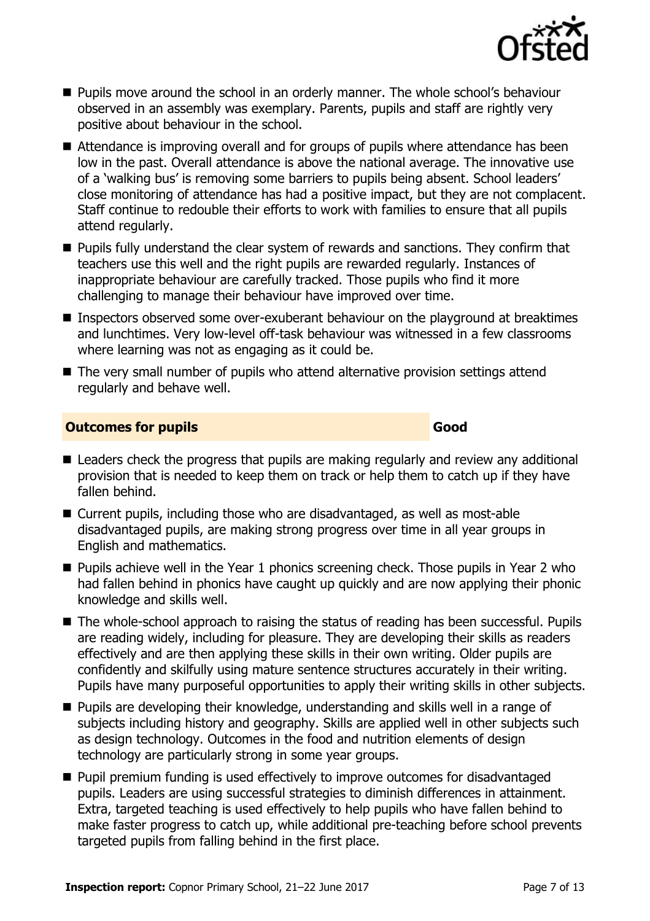- Pupils move around the school in an orderly manner. The whole school's behaviour observed in an assembly was exemplary. Parents, pupils and staff are rightly very positive about behaviour in the school.
- Attendance is improving overall and for groups of pupils where attendance has been low in the past. Overall attendance is above the national average. The innovative use of a 'walking bus' is removing some barriers to pupils being absent. School leaders' close monitoring of attendance has had a positive impact, but they are not complacent. Staff continue to redouble their efforts to work with families to ensure that all pupils attend regularly.
- Pupils fully understand the clear system of rewards and sanctions. They confirm that teachers use this well and the right pupils are rewarded regularly. Instances of inappropriate behaviour are carefully tracked. Those pupils who find it more challenging to manage their behaviour have improved over time.
- Inspectors observed some over-exuberant behaviour on the playground at breaktimes and lunchtimes. Very low-level off-task behaviour was witnessed in a few classrooms where learning was not as engaging as it could be.
- The very small number of pupils who attend alternative provision settings attend regularly and behave well.

## Outcomes for pupils — Good

- Leaders check the progress that pupils are making regularly and review any additional provision that is needed to keep them on track or help them to catch up if they have fallen behind.
- Current pupils, including those who are disadvantaged, as well as most-able disadvantaged pupils, are making strong progress over time in all year groups in English and mathematics.
- Pupils achieve well in the Year 1 phonics screening check. Those pupils in Year 2 who had fallen behind in phonics have caught up quickly and are now applying their phonic knowledge and skills well.
- The whole-school approach to raising the status of reading has been successful. Pupils are reading widely, including for pleasure. They are developing their skills as readers effectively and are then applying these skills in their own writing. Older pupils are confidently and skilfully using mature sentence structures accurately in their writing. Pupils have many purposeful opportunities to apply their writing skills in other subjects.
- Pupils are developing their knowledge, understanding and skills well in a range of subjects including history and geography. Skills are applied well in other subjects such as design technology. Outcomes in the food and nutrition elements of design technology are particularly strong in some year groups.
- Pupil premium funding is used effectively to improve outcomes for disadvantaged pupils. Leaders are using successful strategies to diminish differences in attainment. Extra, targeted teaching is used effectively to help pupils who have fallen behind to make faster progress to catch up, while additional pre-teaching before school prevents targeted pupils from falling behind in the first place.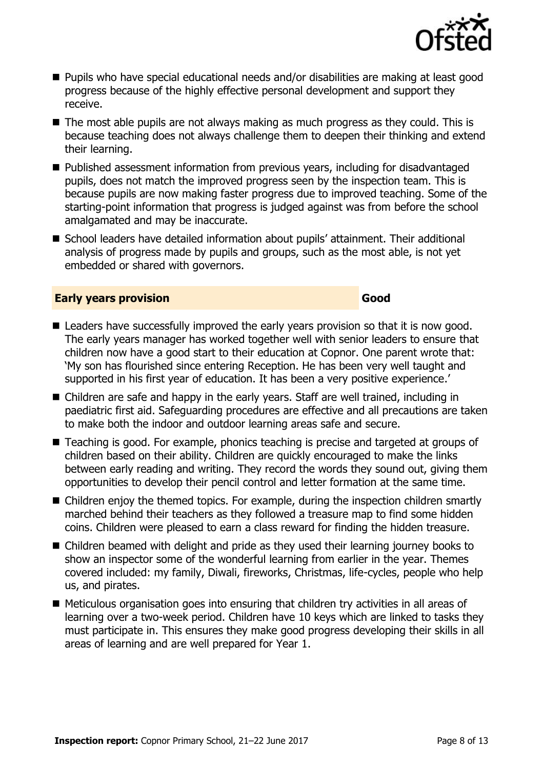- Pupils who have special educational needs and/or disabilities are making at least good progress because of the highly effective personal development and support they receive.
- The most able pupils are not always making as much progress as they could. This is because teaching does not always challenge them to deepen their thinking and extend their learning.
- Published assessment information from previous years, including for disadvantaged pupils, does not match the improved progress seen by the inspection team. This is because pupils are now making faster progress due to improved teaching. Some of the starting-point information that progress is judged against was from before the school amalgamated and may be inaccurate.
- School leaders have detailed information about pupils' attainment. Their additional analysis of progress made by pupils and groups, such as the most able, is not yet embedded or shared with governors.

## Early years provision — Good

- Leaders have successfully improved the early years provision so that it is now good. The early years manager has worked together well with senior leaders to ensure that children now have a good start to their education at Copnor. One parent wrote that: 'My son has flourished since entering Reception. He has been very well taught and supported in his first year of education. It has been a very positive experience.'
- Children are safe and happy in the early years. Staff are well trained, including in paediatric first aid. Safeguarding procedures are effective and all precautions are taken to make both the indoor and outdoor learning areas safe and secure.
- Teaching is good. For example, phonics teaching is precise and targeted at groups of children based on their ability. Children are quickly encouraged to make the links between early reading and writing. They record the words they sound out, giving them opportunities to develop their pencil control and letter formation at the same time.
- Children enjoy the themed topics. For example, during the inspection children smartly marched behind their teachers as they followed a treasure map to find some hidden coins. Children were pleased to earn a class reward for finding the hidden treasure.
- Children beamed with delight and pride as they used their learning journey books to show an inspector some of the wonderful learning from earlier in the year. Themes covered included: my family, Diwali, fireworks, Christmas, life-cycles, people who help us, and pirates.
- Meticulous organisation goes into ensuring that children try activities in all areas of learning over a two-week period. Children have 10 keys which are linked to tasks they must participate in. This ensures they make good progress developing their skills in all areas of learning and are well prepared for Year 1.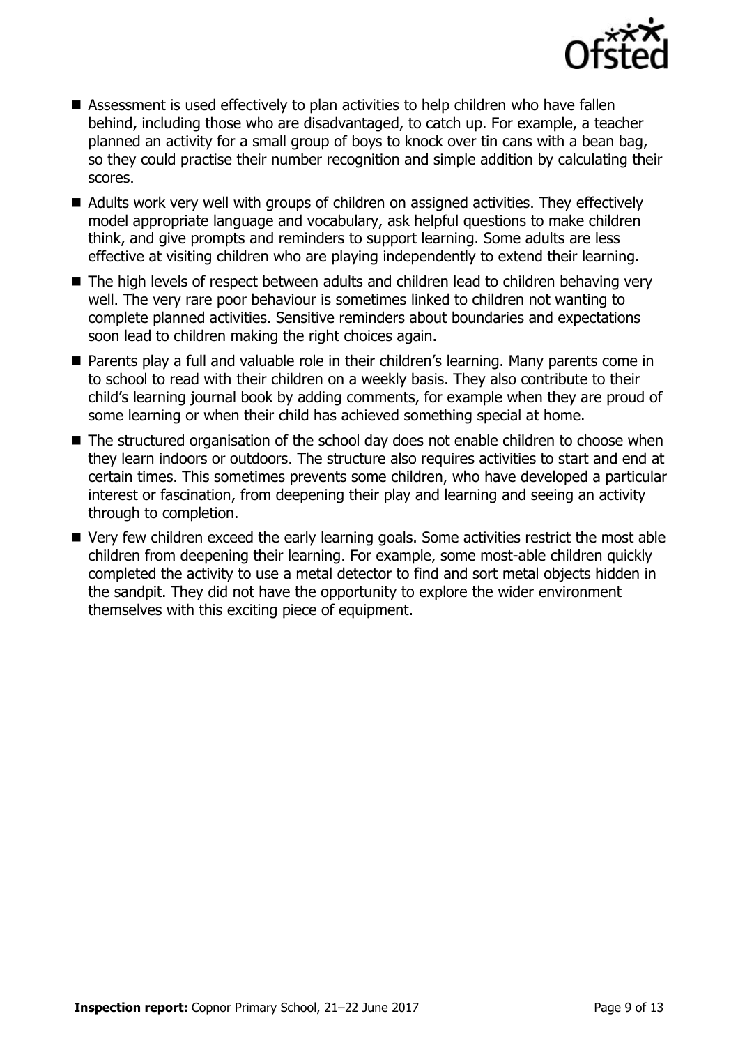- Assessment is used effectively to plan activities to help children who have fallen behind, including those who are disadvantaged, to catch up. For example, a teacher planned an activity for a small group of boys to knock over tin cans with a bean bag, so they could practise their number recognition and simple addition by calculating their scores.
- Adults work very well with groups of children on assigned activities. They effectively model appropriate language and vocabulary, ask helpful questions to make children think, and give prompts and reminders to support learning. Some adults are less effective at visiting children who are playing independently to extend their learning.
- The high levels of respect between adults and children lead to children behaving very well. The very rare poor behaviour is sometimes linked to children not wanting to complete planned activities. Sensitive reminders about boundaries and expectations soon lead to children making the right choices again.
- Parents play a full and valuable role in their children's learning. Many parents come in to school to read with their children on a weekly basis. They also contribute to their child's learning journal book by adding comments, for example when they are proud of some learning or when their child has achieved something special at home.
- The structured organisation of the school day does not enable children to choose when they learn indoors or outdoors. The structure also requires activities to start and end at certain times. This sometimes prevents some children, who have developed a particular interest or fascination, from deepening their play and learning and seeing an activity through to completion.
- Very few children exceed the early learning goals. Some activities restrict the most able children from deepening their learning. For example, some most-able children quickly completed the activity to use a metal detector to find and sort metal objects hidden in the sandpit. They did not have the opportunity to explore the wider environment themselves with this exciting piece of equipment.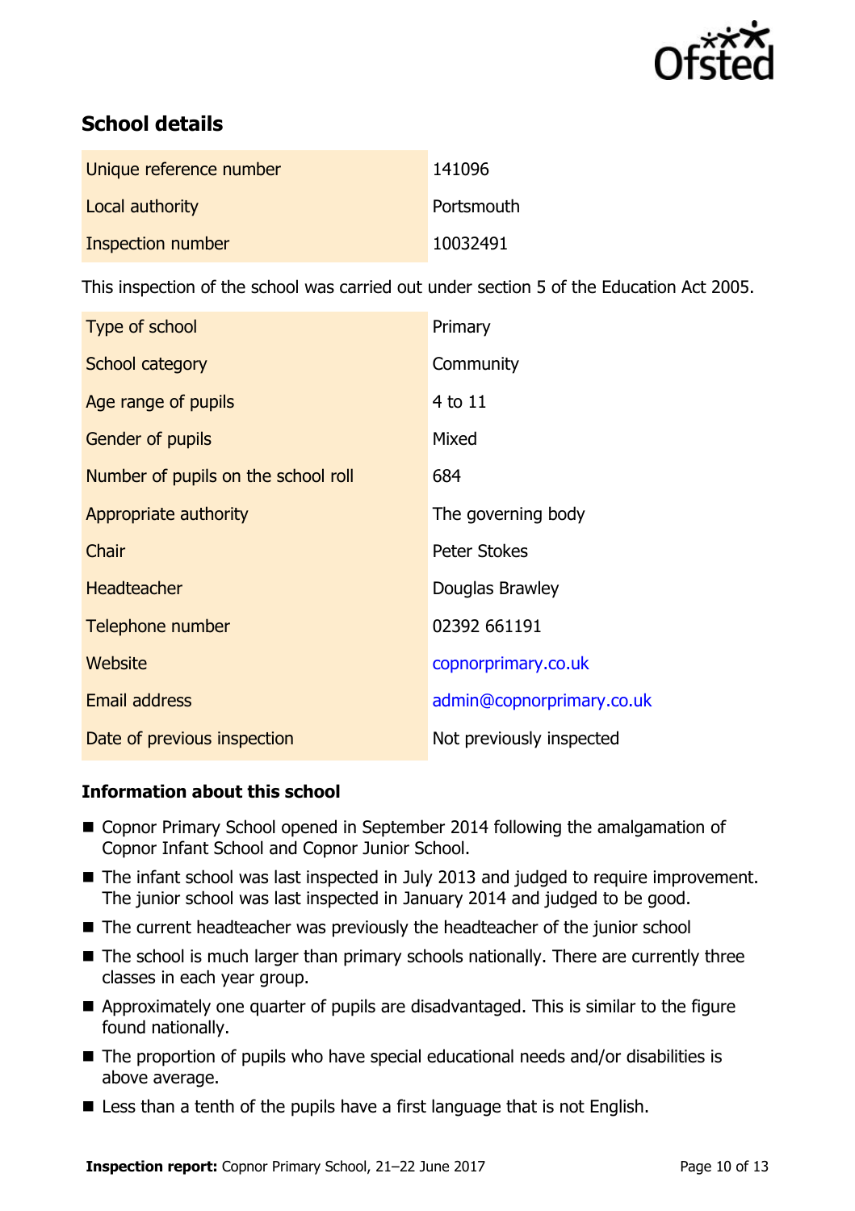## School details

| | |
|---|---|
| Unique reference number | 141096 |
| Local authority | Portsmouth |
| Inspection number | 10032491 |

This inspection of the school was carried out under section 5 of the Education Act 2005.

| | |
|---|---|
| Type of school | Primary |
| School category | Community |
| Age range of pupils | 4 to 11 |
| Gender of pupils | Mixed |
| Number of pupils on the school roll | 684 |
| Appropriate authority | The governing body |
| Chair | Peter Stokes |
| Headteacher | Douglas Brawley |
| Telephone number | 02392 661191 |
| Website | copnorprimary.co.uk |
| Email address | admin@copnorprimary.co.uk |
| Date of previous inspection | Not previously inspected |

### Information about this school

- Copnor Primary School opened in September 2014 following the amalgamation of Copnor Infant School and Copnor Junior School.
- The infant school was last inspected in July 2013 and judged to require improvement. The junior school was last inspected in January 2014 and judged to be good.
- The current headteacher was previously the headteacher of the junior school
- The school is much larger than primary schools nationally. There are currently three classes in each year group.
- Approximately one quarter of pupils are disadvantaged. This is similar to the figure found nationally.
- The proportion of pupils who have special educational needs and/or disabilities is above average.
- Less than a tenth of the pupils have a first language that is not English.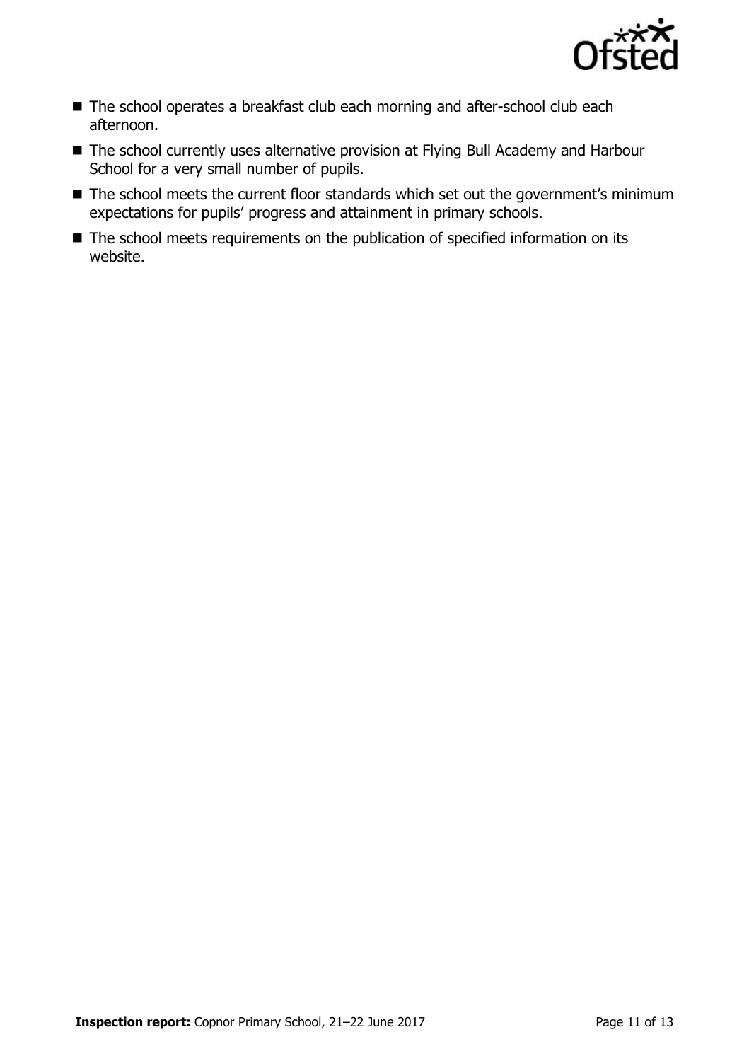- The school operates a breakfast club each morning and after-school club each afternoon.
- The school currently uses alternative provision at Flying Bull Academy and Harbour School for a very small number of pupils.
- The school meets the current floor standards which set out the government's minimum expectations for pupils' progress and attainment in primary schools.
- The school meets requirements on the publication of specified information on its website.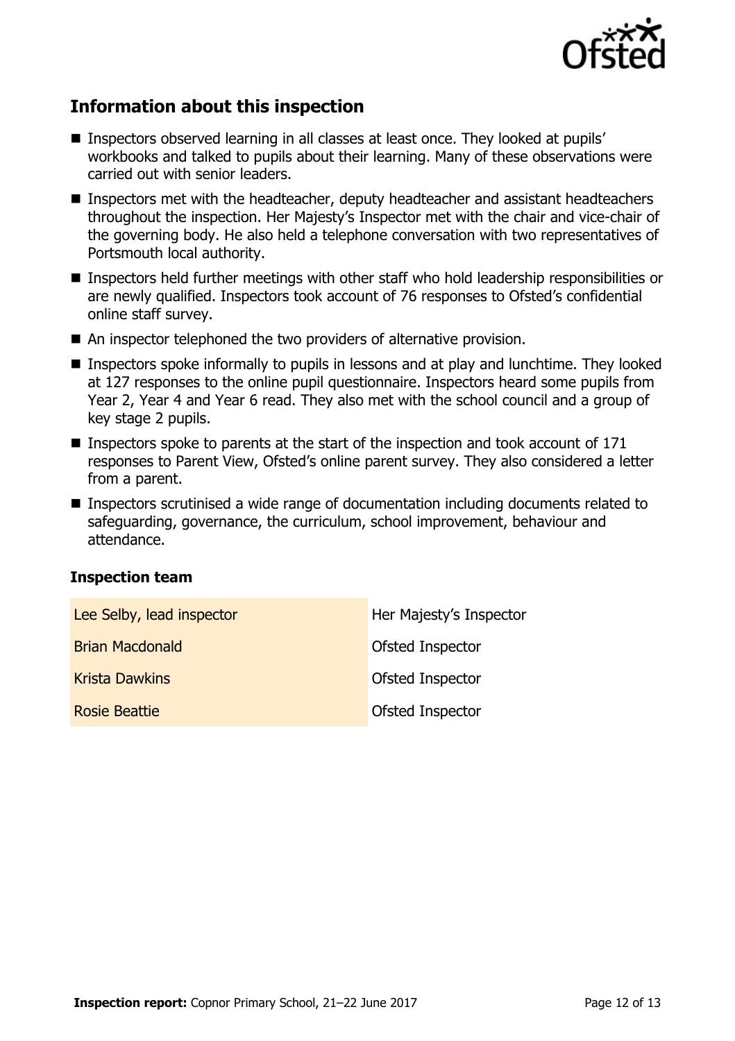## Information about this inspection

- Inspectors observed learning in all classes at least once. They looked at pupils' workbooks and talked to pupils about their learning. Many of these observations were carried out with senior leaders.
- Inspectors met with the headteacher, deputy headteacher and assistant headteachers throughout the inspection. Her Majesty's Inspector met with the chair and vice-chair of the governing body. He also held a telephone conversation with two representatives of Portsmouth local authority.
- Inspectors held further meetings with other staff who hold leadership responsibilities or are newly qualified. Inspectors took account of 76 responses to Ofsted's confidential online staff survey.
- An inspector telephoned the two providers of alternative provision.
- Inspectors spoke informally to pupils in lessons and at play and lunchtime. They looked at 127 responses to the online pupil questionnaire. Inspectors heard some pupils from Year 2, Year 4 and Year 6 read. They also met with the school council and a group of key stage 2 pupils.
- Inspectors spoke to parents at the start of the inspection and took account of 171 responses to Parent View, Ofsted's online parent survey. They also considered a letter from a parent.
- Inspectors scrutinised a wide range of documentation including documents related to safeguarding, governance, the curriculum, school improvement, behaviour and attendance.

### Inspection team

| | |
|---|---|
| Lee Selby, lead inspector | Her Majesty's Inspector |
| Brian Macdonald | Ofsted Inspector |
| Krista Dawkins | Ofsted Inspector |
| Rosie Beattie | Ofsted Inspector |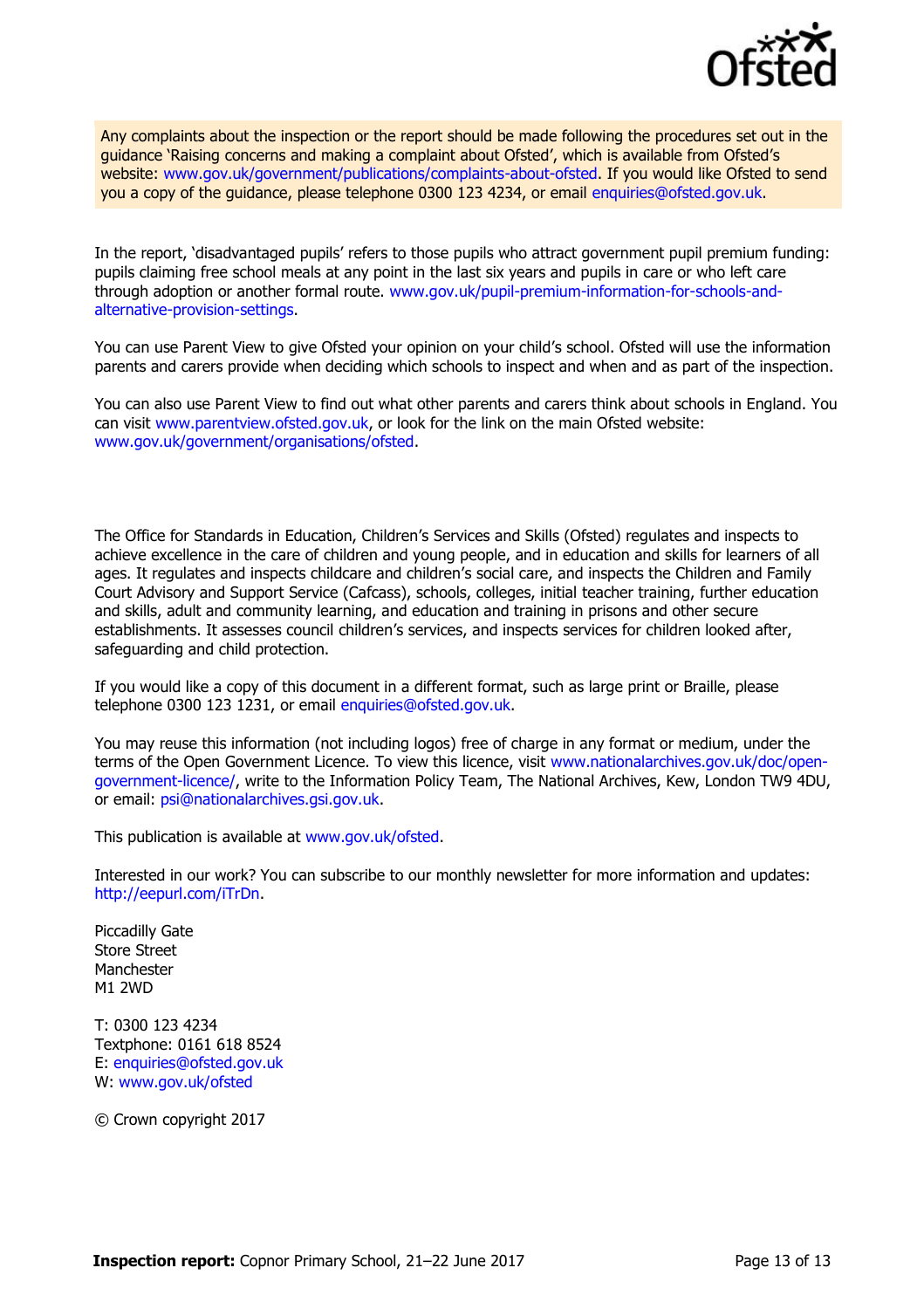Any complaints about the inspection or the report should be made following the procedures set out in the guidance 'Raising concerns and making a complaint about Ofsted', which is available from Ofsted's website: www.gov.uk/government/publications/complaints-about-ofsted. If you would like Ofsted to send you a copy of the guidance, please telephone 0300 123 4234, or email enquiries@ofsted.gov.uk.

In the report, 'disadvantaged pupils' refers to those pupils who attract government pupil premium funding: pupils claiming free school meals at any point in the last six years and pupils in care or who left care through adoption or another formal route. www.gov.uk/pupil-premium-information-for-schools-and-alternative-provision-settings.

You can use Parent View to give Ofsted your opinion on your child's school. Ofsted will use the information parents and carers provide when deciding which schools to inspect and when and as part of the inspection.

You can also use Parent View to find out what other parents and carers think about schools in England. You can visit www.parentview.ofsted.gov.uk, or look for the link on the main Ofsted website: www.gov.uk/government/organisations/ofsted.

The Office for Standards in Education, Children's Services and Skills (Ofsted) regulates and inspects to achieve excellence in the care of children and young people, and in education and skills for learners of all ages. It regulates and inspects childcare and children's social care, and inspects the Children and Family Court Advisory and Support Service (Cafcass), schools, colleges, initial teacher training, further education and skills, adult and community learning, and education and training in prisons and other secure establishments. It assesses council children's services, and inspects services for children looked after, safeguarding and child protection.

If you would like a copy of this document in a different format, such as large print or Braille, please telephone 0300 123 1231, or email enquiries@ofsted.gov.uk.

You may reuse this information (not including logos) free of charge in any format or medium, under the terms of the Open Government Licence. To view this licence, visit www.nationalarchives.gov.uk/doc/open-government-licence/, write to the Information Policy Team, The National Archives, Kew, London TW9 4DU, or email: psi@nationalarchives.gsi.gov.uk.

This publication is available at www.gov.uk/ofsted.

Interested in our work? You can subscribe to our monthly newsletter for more information and updates: http://eepurl.com/iTrDn.

Piccadilly Gate
Store Street
Manchester
M1 2WD

T: 0300 123 4234
Textphone: 0161 618 8524
E: enquiries@ofsted.gov.uk
W: www.gov.uk/ofsted

© Crown copyright 2017